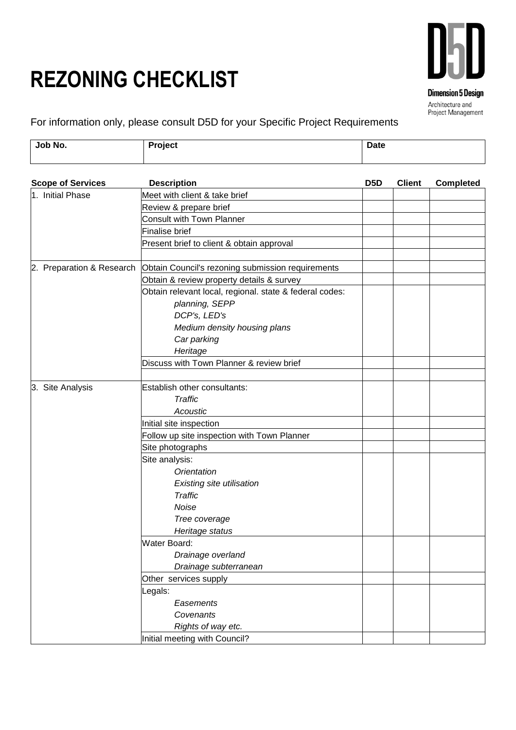# REZONING CHECKLIST

**Dimension 5 Design**
Architecture and Project Management

For information only, please consult D5D for your Specific Project Requirements

| **Job No.** | **Project** | **Date** |
|---|---|---|
| | | |

| **Scope of Services** | **Description** | **D5D** | **Client** | **Completed** |
|---|---|---|---|---|
| 1. Initial Phase | Meet with client & take brief | | | |
| | Review & prepare brief | | | |
| | Consult with Town Planner | | | |
| | Finalise brief | | | |
| | Present brief to client & obtain approval | | | |
| | | | | |
| 2. Preparation & Research | Obtain Council's rezoning submission requirements | | | |
| | Obtain & review property details & survey | | | |
| | Obtain relevant local, regional. state & federal codes:<br>*planning, SEPP*<br>*DCP's, LED's*<br>*Medium density housing plans*<br>*Car parking*<br>*Heritage* | | | |
| | Discuss with Town Planner & review brief | | | |
| | | | | |
| 3. Site Analysis | Establish other consultants:<br>*Traffic*<br>*Acoustic* | | | |
| | Initial site inspection | | | |
| | Follow up site inspection with Town Planner | | | |
| | Site photographs | | | |
| | Site analysis:<br>*Orientation*<br>*Existing site utilisation*<br>*Traffic*<br>*Noise*<br>*Tree coverage*<br>*Heritage status* | | | |
| | Water Board:<br>*Drainage overland*<br>*Drainage subterranean* | | | |
| | Other services supply | | | |
| | Legals:<br>*Easements*<br>*Covenants*<br>*Rights of way etc.* | | | |
| | Initial meeting with Council? | | | |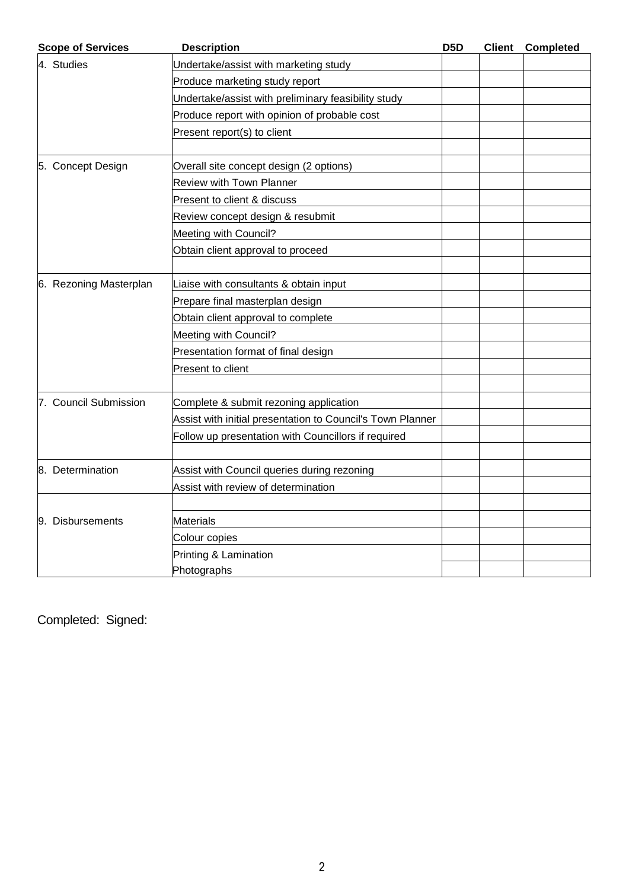| Scope of Services | Description | D5D | Client | Completed |
|---|---|---|---|---|
| 4. Studies | Undertake/assist with marketing study | | | |
| | Produce marketing study report | | | |
| | Undertake/assist with preliminary feasibility study | | | |
| | Produce report with opinion of probable cost | | | |
| | Present report(s) to client | | | |
| | | | | |
| 5. Concept Design | Overall site concept design (2 options) | | | |
| | Review with Town Planner | | | |
| | Present to client & discuss | | | |
| | Review concept design & resubmit | | | |
| | Meeting with Council? | | | |
| | Obtain client approval to proceed | | | |
| | | | | |
| 6. Rezoning Masterplan | Liaise with consultants & obtain input | | | |
| | Prepare final masterplan design | | | |
| | Obtain client approval to complete | | | |
| | Meeting with Council? | | | |
| | Presentation format of final design | | | |
| | Present to client | | | |
| | | | | |
| 7. Council Submission | Complete & submit rezoning application | | | |
| | Assist with initial presentation to Council's Town Planner | | | |
| | Follow up presentation with Councillors if required | | | |
| | | | | |
| 8. Determination | Assist with Council queries during rezoning | | | |
| | Assist with review of determination | | | |
| | | | | |
| 9. Disbursements | Materials | | | |
| | Colour copies | | | |
| | Printing & Lamination | | | |
| | Photographs | | | |

Completed: Signed: